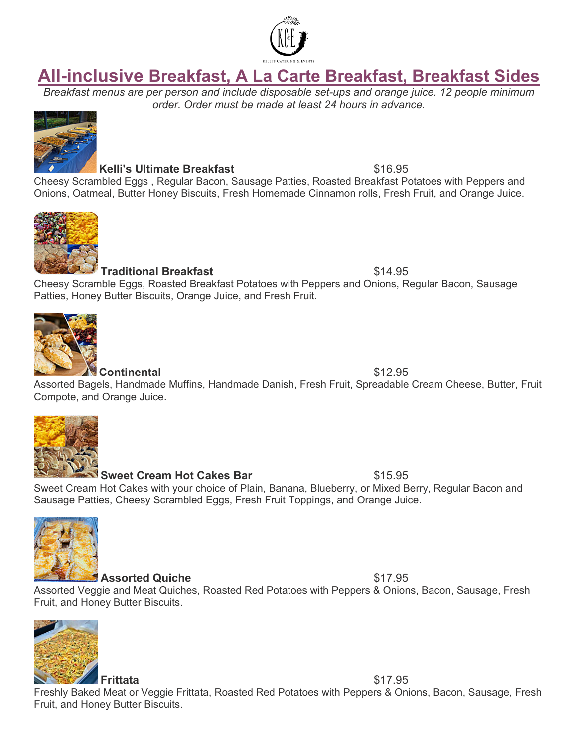Kelli's Catering & Events

# All-inclusive Breakfast, A La Carte Breakfast, Breakfast Sides

*Breakfast menus are per person and include disposable set-ups and orange juice. 12 people minimum order. Order must be made at least 24 hours in advance.*

**Kelli's Ultimate Breakfast** $16.95

Cheesy Scrambled Eggs , Regular Bacon, Sausage Patties, Roasted Breakfast Potatoes with Peppers and Onions, Oatmeal, Butter Honey Biscuits, Fresh Homemade Cinnamon rolls, Fresh Fruit, and Orange Juice.

**Traditional Breakfast** $14.95

Cheesy Scramble Eggs, Roasted Breakfast Potatoes with Peppers and Onions, Regular Bacon, Sausage Patties, Honey Butter Biscuits, Orange Juice, and Fresh Fruit.

**Continental** $12.95

Assorted Bagels, Handmade Muffins, Handmade Danish, Fresh Fruit, Spreadable Cream Cheese, Butter, Fruit Compote, and Orange Juice.

**Sweet Cream Hot Cakes Bar** $15.95

Sweet Cream Hot Cakes with your choice of Plain, Banana, Blueberry, or Mixed Berry, Regular Bacon and Sausage Patties, Cheesy Scrambled Eggs, Fresh Fruit Toppings, and Orange Juice.

**Assorted Quiche** $17.95

Assorted Veggie and Meat Quiches, Roasted Red Potatoes with Peppers & Onions, Bacon, Sausage, Fresh Fruit, and Honey Butter Biscuits.

**Frittata** $17.95

Freshly Baked Meat or Veggie Frittata, Roasted Red Potatoes with Peppers & Onions, Bacon, Sausage, Fresh Fruit, and Honey Butter Biscuits.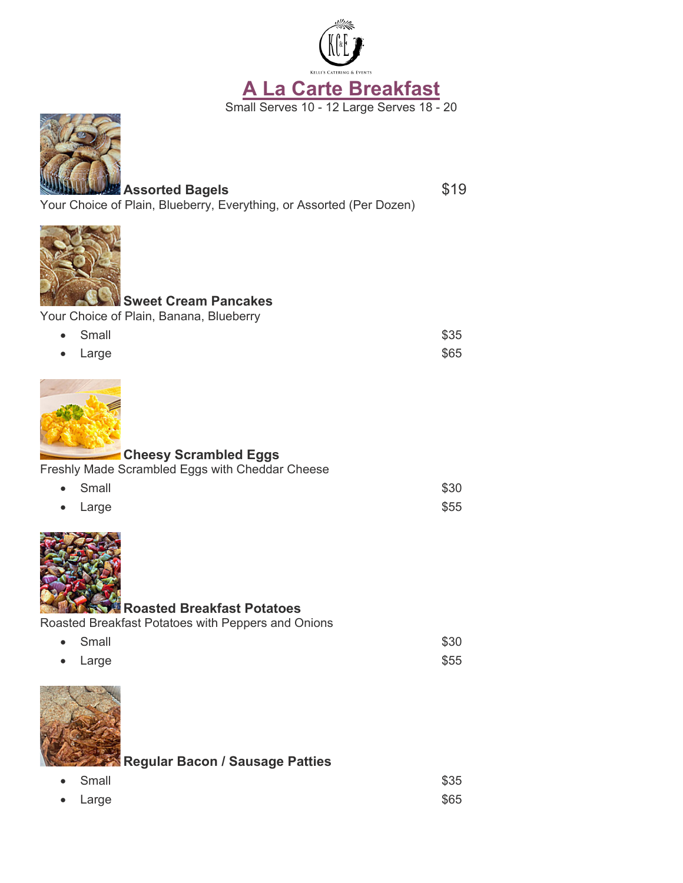KELLI'S CATERING & EVENTS

# A La Carte Breakfast

Small Serves 10 - 12 Large Serves 18 - 20

**Assorted Bagels** $19

Your Choice of Plain, Blueberry, Everything, or Assorted (Per Dozen)

**Sweet Cream Pancakes**

Your Choice of Plain, Banana, Blueberry

- Small $35
- Large $65

**Cheesy Scrambled Eggs**

Freshly Made Scrambled Eggs with Cheddar Cheese

- Small $30
- Large $55

**Roasted Breakfast Potatoes**

Roasted Breakfast Potatoes with Peppers and Onions

- Small $30
- Large $55

**Regular Bacon / Sausage Patties**

- Small $35
- Large $65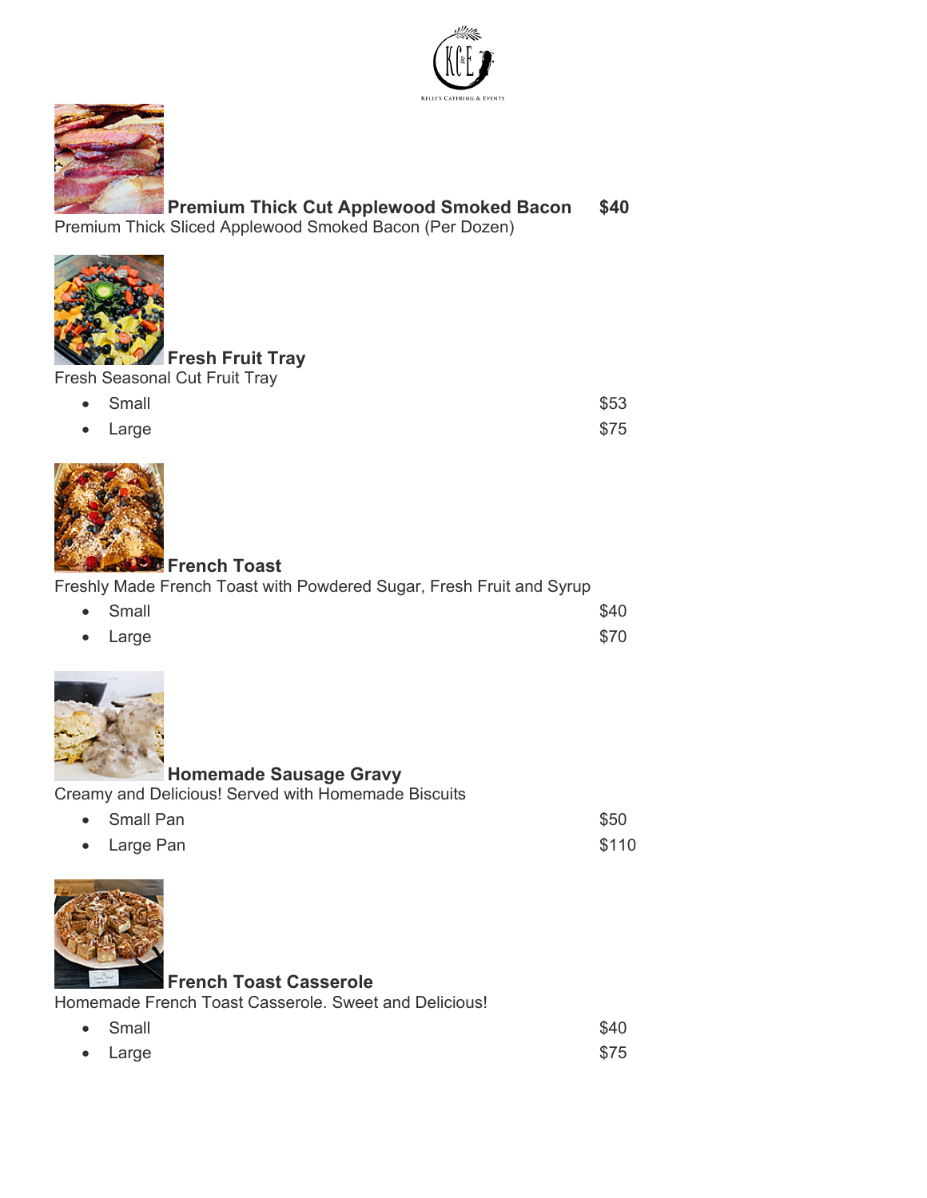**Premium Thick Cut Applewood Smoked Bacon** **$40**

Premium Thick Sliced Applewood Smoked Bacon (Per Dozen)

**Fresh Fruit Tray**

Fresh Seasonal Cut Fruit Tray

- Small $53
- Large $75

**French Toast**

Freshly Made French Toast with Powdered Sugar, Fresh Fruit and Syrup

- Small $40
- Large $70

**Homemade Sausage Gravy**

Creamy and Delicious! Served with Homemade Biscuits

- Small Pan $50
- Large Pan $110

**French Toast Casserole**

Homemade French Toast Casserole. Sweet and Delicious!

- Small $40
- Large $75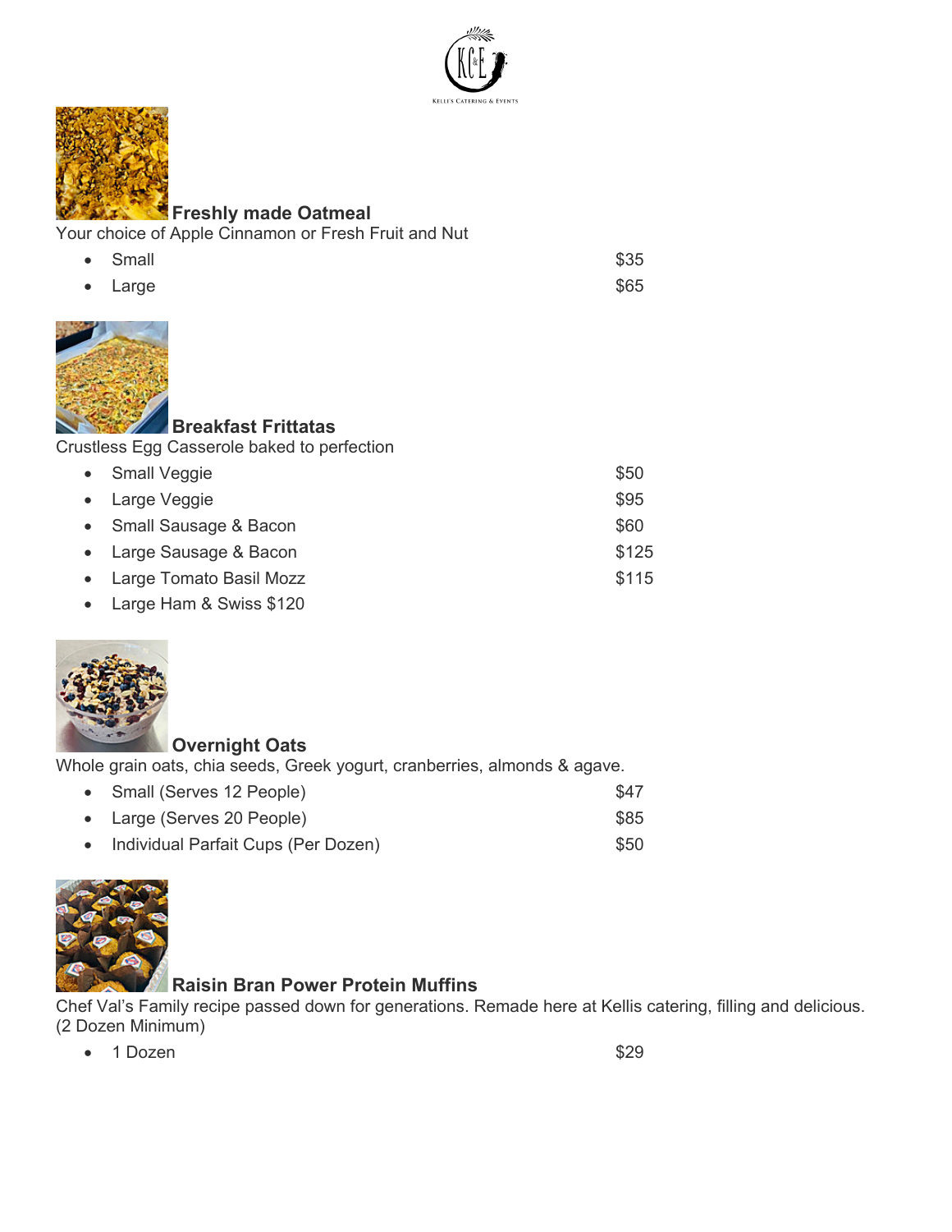KELLI'S CATERING & EVENTS

**Freshly made Oatmeal**
Your choice of Apple Cinnamon or Fresh Fruit and Nut

- Small $35
- Large $65

**Breakfast Frittatas**
Crustless Egg Casserole baked to perfection

- Small Veggie $50
- Large Veggie $95
- Small Sausage & Bacon $60
- Large Sausage & Bacon $125
- Large Tomato Basil Mozz $115
- Large Ham & Swiss $120

**Overnight Oats**
Whole grain oats, chia seeds, Greek yogurt, cranberries, almonds & agave.

- Small (Serves 12 People) $47
- Large (Serves 20 People) $85
- Individual Parfait Cups (Per Dozen) $50

**Raisin Bran Power Protein Muffins**
Chef Val's Family recipe passed down for generations. Remade here at Kellis catering, filling and delicious. (2 Dozen Minimum)

- 1 Dozen $29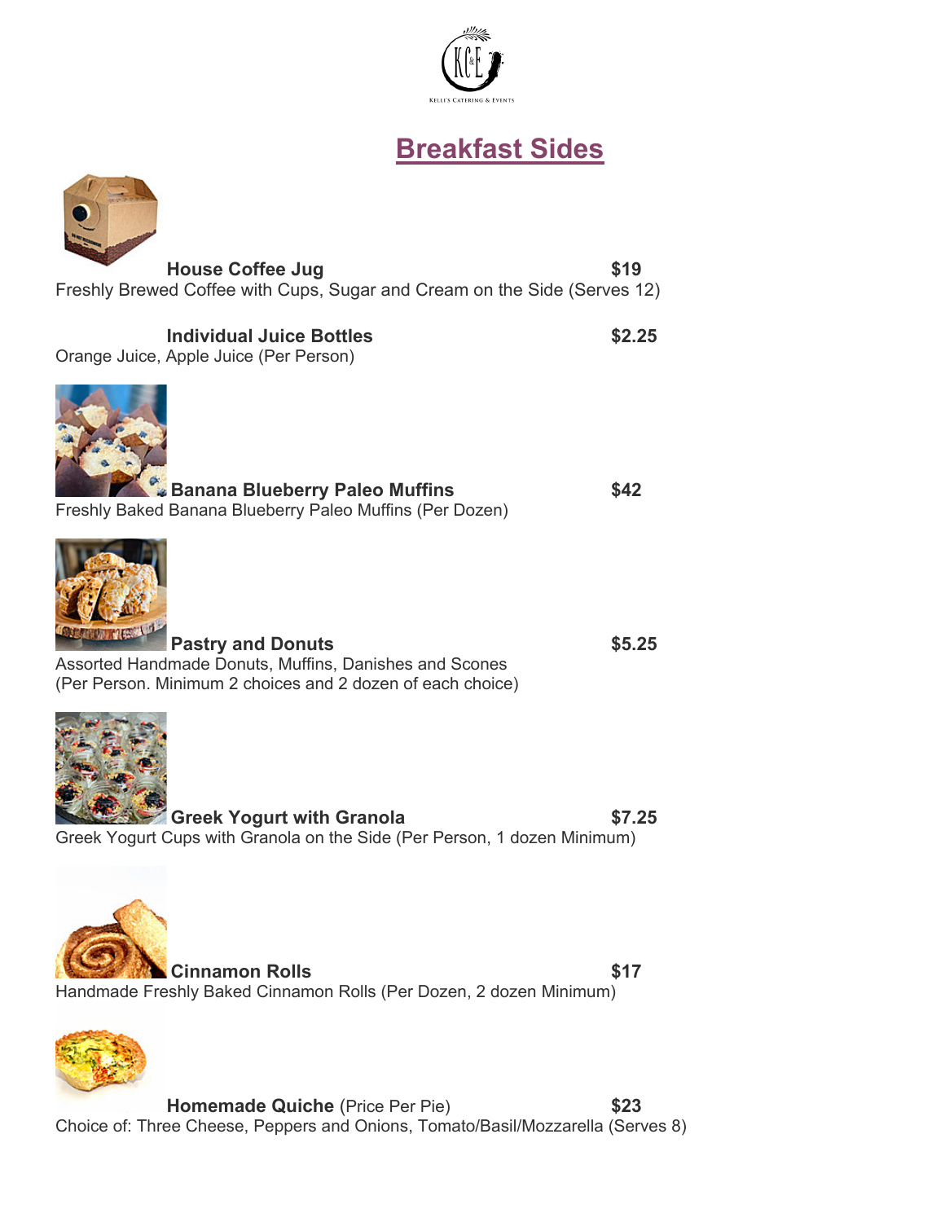# Breakfast Sides

**House Coffee Jug** **$19**
Freshly Brewed Coffee with Cups, Sugar and Cream on the Side (Serves 12)

**Individual Juice Bottles** **$2.25**
Orange Juice, Apple Juice (Per Person)

**Banana Blueberry Paleo Muffins** **$42**
Freshly Baked Banana Blueberry Paleo Muffins (Per Dozen)

**Pastry and Donuts** **$5.25**
Assorted Handmade Donuts, Muffins, Danishes and Scones
(Per Person. Minimum 2 choices and 2 dozen of each choice)

**Greek Yogurt with Granola** **$7.25**
Greek Yogurt Cups with Granola on the Side (Per Person, 1 dozen Minimum)

**Cinnamon Rolls** **$17**
Handmade Freshly Baked Cinnamon Rolls (Per Dozen, 2 dozen Minimum)

**Homemade Quiche** (Price Per Pie) **$23**
Choice of: Three Cheese, Peppers and Onions, Tomato/Basil/Mozzarella (Serves 8)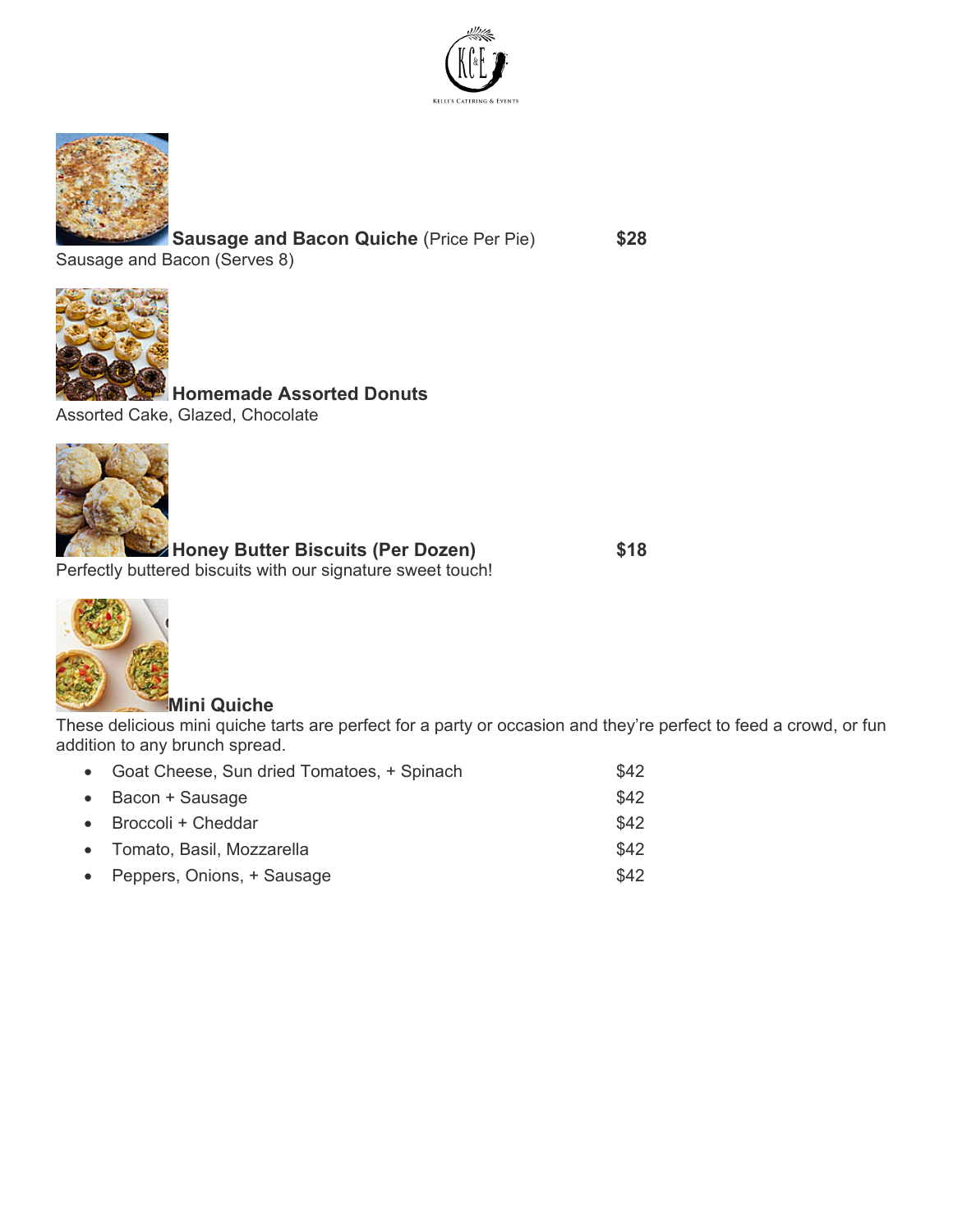**Sausage and Bacon Quiche** (Price Per Pie) **$28**

Sausage and Bacon (Serves 8)

**Homemade Assorted Donuts**

Assorted Cake, Glazed, Chocolate

**Honey Butter Biscuits (Per Dozen) $18**

Perfectly buttered biscuits with our signature sweet touch!

**Mini Quiche**

These delicious mini quiche tarts are perfect for a party or occasion and they're perfect to feed a crowd, or fun addition to any brunch spread.

- Goat Cheese, Sun dried Tomatoes, + Spinach $42
- Bacon + Sausage $42
- Broccoli + Cheddar $42
- Tomato, Basil, Mozzarella $42
- Peppers, Onions, + Sausage $42